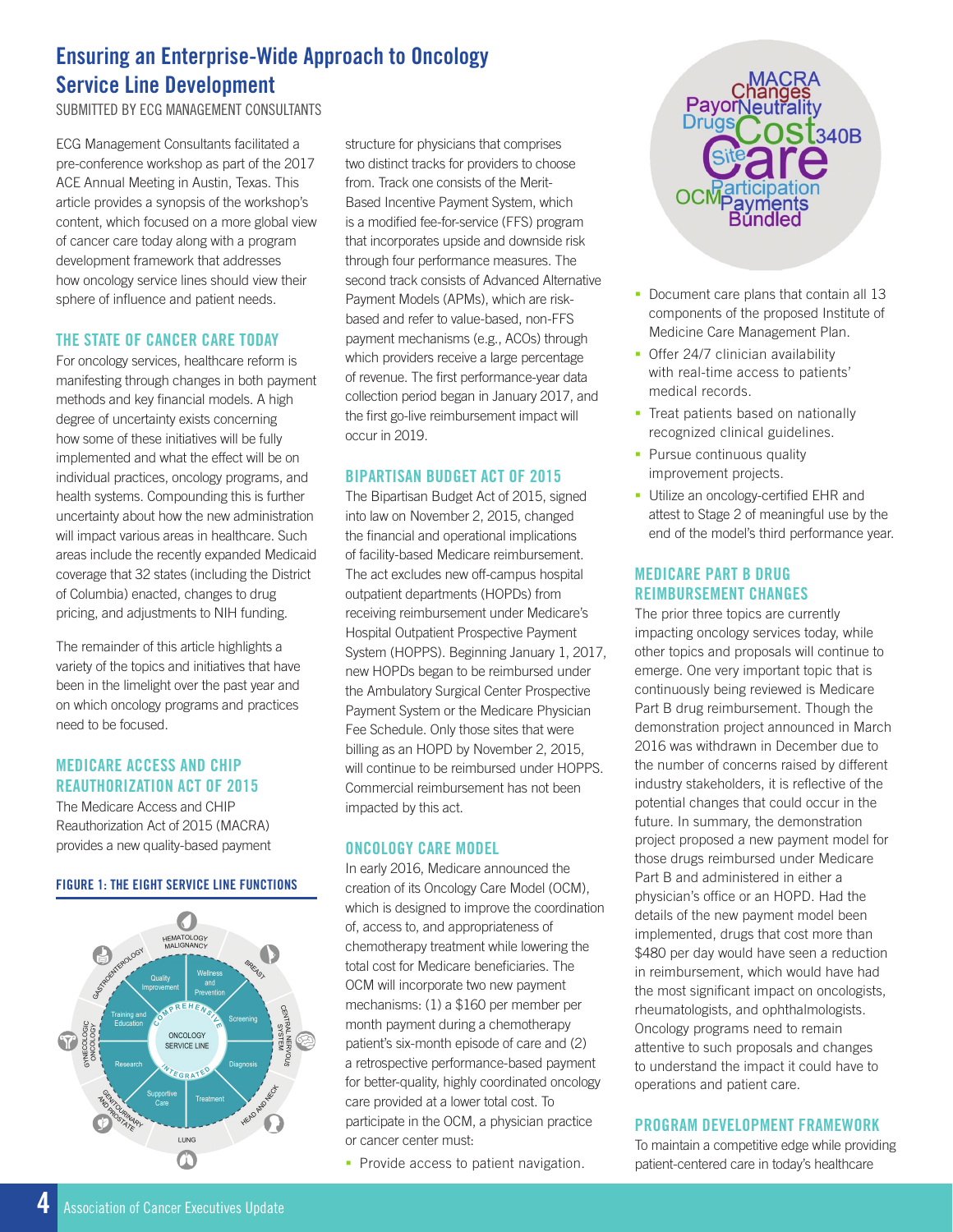# Ensuring an Enterprise-Wide Approach to Oncology Service Line Development

SUBMITTED BY ECG MANAGEMENT CONSULTANTS

ECG Management Consultants facilitated a pre-conference workshop as part of the 2017 ACE Annual Meeting in Austin, Texas. This article provides a synopsis of the workshop's content, which focused on a more global view of cancer care today along with a program development framework that addresses how oncology service lines should view their sphere of influence and patient needs.

## THE STATE OF CANCER CARE TODAY

For oncology services, healthcare reform is manifesting through changes in both payment methods and key financial models. A high degree of uncertainty exists concerning how some of these initiatives will be fully implemented and what the effect will be on individual practices, oncology programs, and health systems. Compounding this is further uncertainty about how the new administration will impact various areas in healthcare. Such areas include the recently expanded Medicaid coverage that 32 states (including the District of Columbia) enacted, changes to drug pricing, and adjustments to NIH funding.

The remainder of this article highlights a variety of the topics and initiatives that have been in the limelight over the past year and on which oncology programs and practices need to be focused.

## MEDICARE ACCESS AND CHIP REAUTHORIZATION ACT OF 2015

The Medicare Access and CHIP Reauthorization Act of 2015 (MACRA) provides a new quality-based payment structure for physicians that comprises two distinct tracks for providers to choose from. Track one consists of the Merit-Based Incentive Payment System, which is a modified fee-for-service (FFS) program that incorporates upside and downside risk through four performance measures. The second track consists of Advanced Alternative Payment Models (APMs), which are risk-based and refer to value-based, non-FFS payment mechanisms (e.g., ACOs) through which providers receive a large percentage of revenue. The first performance-year data collection period began in January 2017, and the first go-live reimbursement impact will occur in 2019.

**FIGURE 1: THE EIGHT SERVICE LINE FUNCTIONS**

## BIPARTISAN BUDGET ACT OF 2015

The Bipartisan Budget Act of 2015, signed into law on November 2, 2015, changed the financial and operational implications of facility-based Medicare reimbursement. The act excludes new off-campus hospital outpatient departments (HOPDs) from receiving reimbursement under Medicare's Hospital Outpatient Prospective Payment System (HOPPS). Beginning January 1, 2017, new HOPDs began to be reimbursed under the Ambulatory Surgical Center Prospective Payment System or the Medicare Physician Fee Schedule. Only those sites that were billing as an HOPD by November 2, 2015, will continue to be reimbursed under HOPPS. Commercial reimbursement has not been impacted by this act.

## ONCOLOGY CARE MODEL

In early 2016, Medicare announced the creation of its Oncology Care Model (OCM), which is designed to improve the coordination of, access to, and appropriateness of chemotherapy treatment while lowering the total cost for Medicare beneficiaries. The OCM will incorporate two new payment mechanisms: (1) a $160 per member per month payment during a chemotherapy patient's six-month episode of care and (2) a retrospective performance-based payment for better-quality, highly coordinated oncology care provided at a lower total cost. To participate in the OCM, a physician practice or cancer center must:

- Provide access to patient navigation.
- Document care plans that contain all 13 components of the proposed Institute of Medicine Care Management Plan.
- Offer 24/7 clinician availability with real-time access to patients' medical records.
- Treat patients based on nationally recognized clinical guidelines.
- Pursue continuous quality improvement projects.
- Utilize an oncology-certified EHR and attest to Stage 2 of meaningful use by the end of the model's third performance year.

## MEDICARE PART B DRUG REIMBURSEMENT CHANGES

The prior three topics are currently impacting oncology services today, while other topics and proposals will continue to emerge. One very important topic that is continuously being reviewed is Medicare Part B drug reimbursement. Though the demonstration project announced in March 2016 was withdrawn in December due to the number of concerns raised by different industry stakeholders, it is reflective of the potential changes that could occur in the future. In summary, the demonstration project proposed a new payment model for those drugs reimbursed under Medicare Part B and administered in either a physician's office or an HOPD. Had the details of the new payment model been implemented, drugs that cost more than $480 per day would have seen a reduction in reimbursement, which would have had the most significant impact on oncologists, rheumatologists, and ophthalmologists. Oncology programs need to remain attentive to such proposals and changes to understand the impact it could have to operations and patient care.

## PROGRAM DEVELOPMENT FRAMEWORK

To maintain a competitive edge while providing patient-centered care in today's healthcare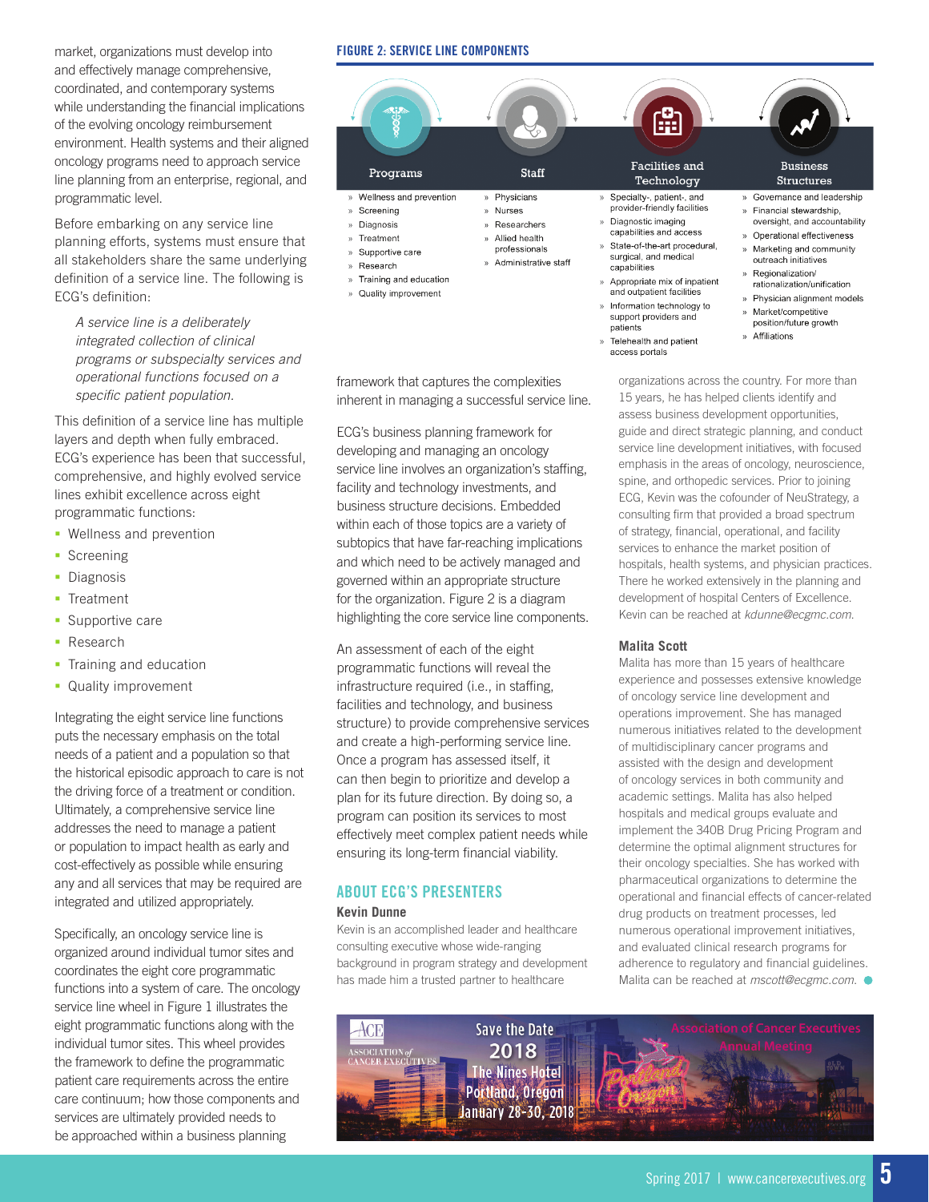market, organizations must develop into and effectively manage comprehensive, coordinated, and contemporary systems while understanding the financial implications of the evolving oncology reimbursement environment. Health systems and their aligned oncology programs need to approach service line planning from an enterprise, regional, and programmatic level.

Before embarking on any service line planning efforts, systems must ensure that all stakeholders share the same underlying definition of a service line. The following is ECG's definition:

> *A service line is a deliberately integrated collection of clinical programs or subspecialty services and operational functions focused on a specific patient population.*

This definition of a service line has multiple layers and depth when fully embraced. ECG's experience has been that successful, comprehensive, and highly evolved service lines exhibit excellence across eight programmatic functions:

- Wellness and prevention
- Screening
- Diagnosis
- Treatment
- Supportive care
- Research
- Training and education
- Quality improvement

Integrating the eight service line functions puts the necessary emphasis on the total needs of a patient and a population so that the historical episodic approach to care is not the driving force of a treatment or condition. Ultimately, a comprehensive service line addresses the need to manage a patient or population to impact health as early and cost-effectively as possible while ensuring any and all services that may be required are integrated and utilized appropriately.

Specifically, an oncology service line is organized around individual tumor sites and coordinates the eight core programmatic functions into a system of care. The oncology service line wheel in Figure 1 illustrates the eight programmatic functions along with the individual tumor sites. This wheel provides the framework to define the programmatic patient care requirements across the entire care continuum; how those components and services are ultimately provided needs to be approached within a business planning framework that captures the complexities inherent in managing a successful service line.

**FIGURE 2: SERVICE LINE COMPONENTS**

| Programs | Staff | Facilities and Technology | Business Structures |
|---|---|---|---|
| » Wellness and prevention<br>» Screening<br>» Diagnosis<br>» Treatment<br>» Supportive care<br>» Research<br>» Training and education<br>» Quality improvement | » Physicians<br>» Nurses<br>» Researchers<br>» Allied health professionals<br>» Administrative staff | » Specialty-, patient-, and provider-friendly facilities<br>» Diagnostic imaging capabilities and access<br>» State-of-the-art procedural, surgical, and medical capabilities<br>» Appropriate mix of inpatient and outpatient facilities<br>» Information technology to support providers and patients<br>» Telehealth and patient access portals | » Governance and leadership<br>» Financial stewardship, oversight, and accountability<br>» Operational effectiveness<br>» Marketing and community outreach initiatives<br>» Regionalization/rationalization/unification<br>» Physician alignment models<br>» Market/competitive position/future growth<br>» Affiliations |

ECG's business planning framework for developing and managing an oncology service line involves an organization's staffing, facility and technology investments, and business structure decisions. Embedded within each of those topics are a variety of subtopics that have far-reaching implications and which need to be actively managed and governed within an appropriate structure for the organization. Figure 2 is a diagram highlighting the core service line components.

An assessment of each of the eight programmatic functions will reveal the infrastructure required (i.e., in staffing, facilities and technology, and business structure) to provide comprehensive services and create a high-performing service line. Once a program has assessed itself, it can then begin to prioritize and develop a plan for its future direction. By doing so, a program can position its services to most effectively meet complex patient needs while ensuring its long-term financial viability.

## ABOUT ECG'S PRESENTERS

**Kevin Dunne**

Kevin is an accomplished leader and healthcare consulting executive whose wide-ranging background in program strategy and development has made him a trusted partner to healthcare organizations across the country. For more than 15 years, he has helped clients identify and assess business development opportunities, guide and direct strategic planning, and conduct service line development initiatives, with focused emphasis in the areas of oncology, neuroscience, spine, and orthopedic services. Prior to joining ECG, Kevin was the cofounder of NeuStrategy, a consulting firm that provided a broad spectrum of strategy, financial, operational, and facility services to enhance the market position of hospitals, health systems, and physician practices. There he worked extensively in the planning and development of hospital Centers of Excellence. Kevin can be reached at *kdunne@ecgmc.com*.

**Malita Scott**

Malita has more than 15 years of healthcare experience and possesses extensive knowledge of oncology service line development and operations improvement. She has managed numerous initiatives related to the development of multidisciplinary cancer programs and assisted with the design and development of oncology services in both community and academic settings. Malita has also helped hospitals and medical groups evaluate and implement the 340B Drug Pricing Program and determine the optimal alignment structures for their oncology specialties. She has worked with pharmaceutical organizations to determine the operational and financial effects of cancer-related drug products on treatment processes, led numerous operational improvement initiatives, and evaluated clinical research programs for adherence to regulatory and financial guidelines. Malita can be reached at *mscott@ecgmc.com*.

ACE ASSOCIATION of CANCER EXECUTIVES

Save the Date
2018
The Nines Hotel
Portland, Oregon
January 28-30, 2018

Association of Cancer Executives Annual Meeting